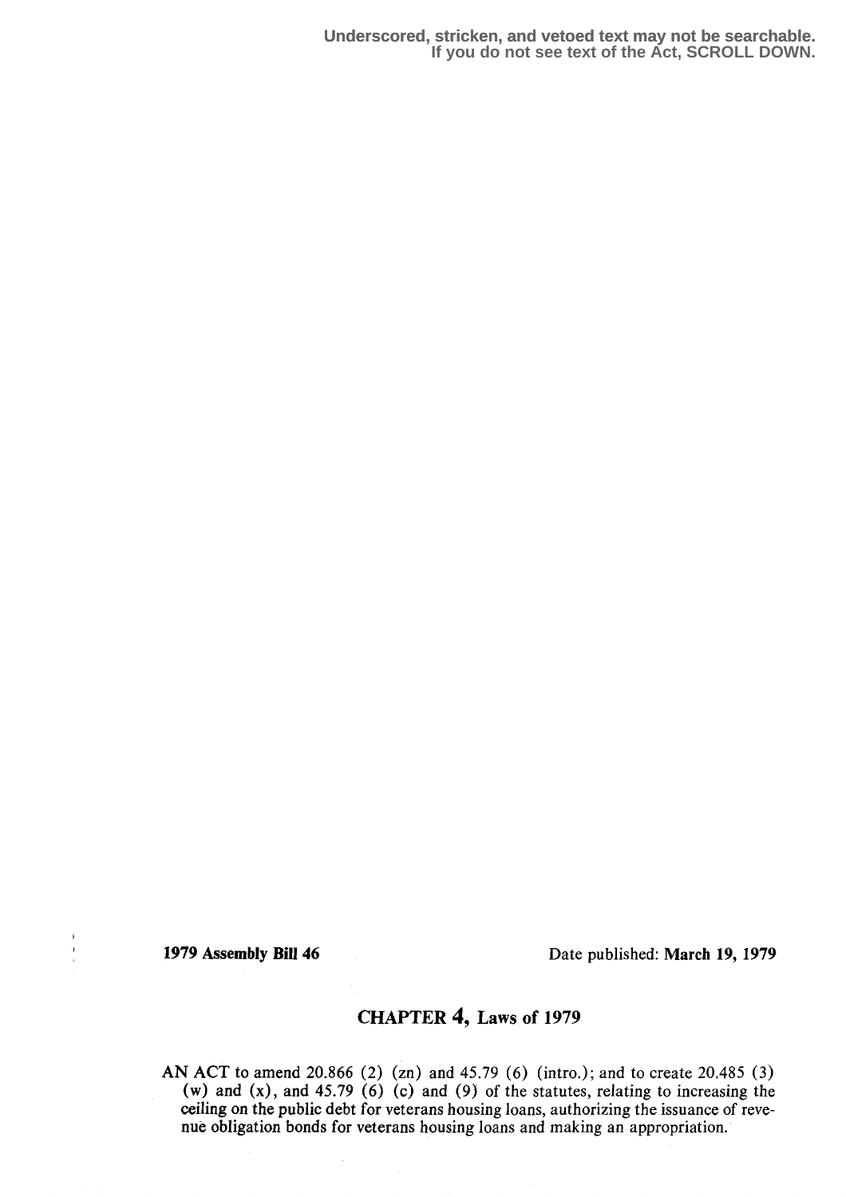Underscored, stricken, and vetoed text may not be searchable.
If you do not see text of the Act, SCROLL DOWN.

**1979 Assembly Bill 46** Date published: **March 19, 1979**

## CHAPTER 4, Laws of 1979

AN ACT to amend 20.866 (2) (zn) and 45.79 (6) (intro.); and to create 20.485 (3) (w) and (x), and 45.79 (6) (c) and (9) of the statutes, relating to increasing the ceiling on the public debt for veterans housing loans, authorizing the issuance of revenue obligation bonds for veterans housing loans and making an appropriation.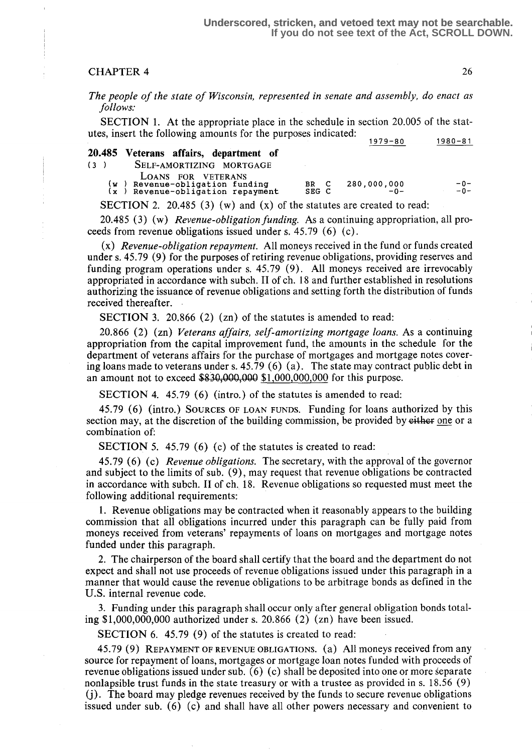Underscored, stricken, and vetoed text may not be searchable. If you do not see text of the Act, SCROLL DOWN.

CHAPTER 4

*The people of the state of Wisconsin, represented in senate and assembly, do enact as follows:*

SECTION 1. At the appropriate place in the schedule in section 20.005 of the statutes, insert the following amounts for the purposes indicated:

| | | | 1979-80 | 1980-81 |
|---|---|---|---|---|
| **20.485 Veterans affairs, department of** | | | | |
| (3) | SELF-AMORTIZING MORTGAGE LOANS FOR VETERANS | | | |
| (w) | Revenue-obligation funding | BR C | 280,000,000 | -0- |
| (x) | Revenue-obligation repayment | SEG C | -0- | -0- |

SECTION 2. 20.485 (3) (w) and (x) of the statutes are created to read:

20.485 (3) (w) *Revenue-obligation funding.* As a continuing appropriation, all proceeds from revenue obligations issued under s. 45.79 (6) (c).

(x) *Revenue-obligation repayment.* All moneys received in the fund or funds created under s. 45.79 (9) for the purposes of retiring revenue obligations, providing reserves and funding program operations under s. 45.79 (9). All moneys received are irrevocably appropriated in accordance with subch. II of ch. 18 and further established in resolutions authorizing the issuance of revenue obligations and setting forth the distribution of funds received thereafter.

SECTION 3. 20.866 (2) (zn) of the statutes is amended to read:

20.866 (2) (zn) *Veterans affairs, self-amortizing mortgage loans.* As a continuing appropriation from the capital improvement fund, the amounts in the schedule for the department of veterans affairs for the purchase of mortgages and mortgage notes covering loans made to veterans under s. 45.79 (6) (a). The state may contract public debt in an amount not to exceed ~~$830,000,000~~ $1,000,000,000 for this purpose.

SECTION 4. 45.79 (6) (intro.) of the statutes is amended to read:

45.79 (6) (intro.) SOURCES OF LOAN FUNDS. Funding for loans authorized by this section may, at the discretion of the building commission, be provided by ~~either~~ one or a combination of:

SECTION 5. 45.79 (6) (c) of the statutes is created to read:

45.79 (6) (c) *Revenue obligations.* The secretary, with the approval of the governor and subject to the limits of sub. (9), may request that revenue obligations be contracted in accordance with subch. II of ch. 18. Revenue obligations so requested must meet the following additional requirements:

1. Revenue obligations may be contracted when it reasonably appears to the building commission that all obligations incurred under this paragraph can be fully paid from moneys received from veterans' repayments of loans on mortgages and mortgage notes funded under this paragraph.

2. The chairperson of the board shall certify that the board and the department do not expect and shall not use proceeds of revenue obligations issued under this paragraph in a manner that would cause the revenue obligations to be arbitrage bonds as defined in the U.S. internal revenue code.

3. Funding under this paragraph shall occur only after general obligation bonds totaling $1,000,000,000 authorized under s. 20.866 (2) (zn) have been issued.

SECTION 6. 45.79 (9) of the statutes is created to read:

45.79 (9) REPAYMENT OF REVENUE OBLIGATIONS. (a) All moneys received from any source for repayment of loans, mortgages or mortgage loan notes funded with proceeds of revenue obligations issued under sub. (6) (c) shall be deposited into one or more separate nonlapsible trust funds in the state treasury or with a trustee as provided in s. 18.56 (9) (j). The board may pledge revenues received by the funds to secure revenue obligations issued under sub. (6) (c) and shall have all other powers necessary and convenient to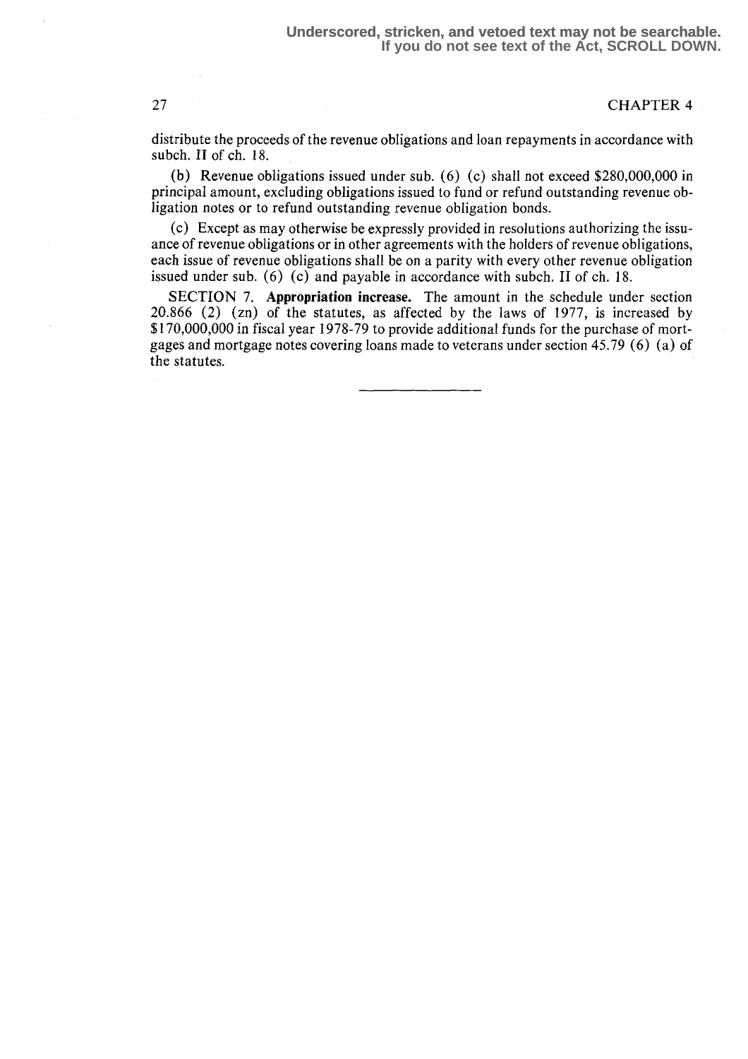Underscored, stricken, and vetoed text may not be searchable.
If you do not see text of the Act, SCROLL DOWN.

distribute the proceeds of the revenue obligations and loan repayments in accordance with subch. II of ch. 18.

(b) Revenue obligations issued under sub. (6) (c) shall not exceed $280,000,000 in principal amount, excluding obligations issued to fund or refund outstanding revenue obligation notes or to refund outstanding revenue obligation bonds.

(c) Except as may otherwise be expressly provided in resolutions authorizing the issuance of revenue obligations or in other agreements with the holders of revenue obligations, each issue of revenue obligations shall be on a parity with every other revenue obligation issued under sub. (6) (c) and payable in accordance with subch. II of ch. 18.

SECTION 7. **Appropriation increase.** The amount in the schedule under section 20.866 (2) (zn) of the statutes, as affected by the laws of 1977, is increased by $170,000,000 in fiscal year 1978-79 to provide additional funds for the purchase of mortgages and mortgage notes covering loans made to veterans under section 45.79 (6) (a) of the statutes.